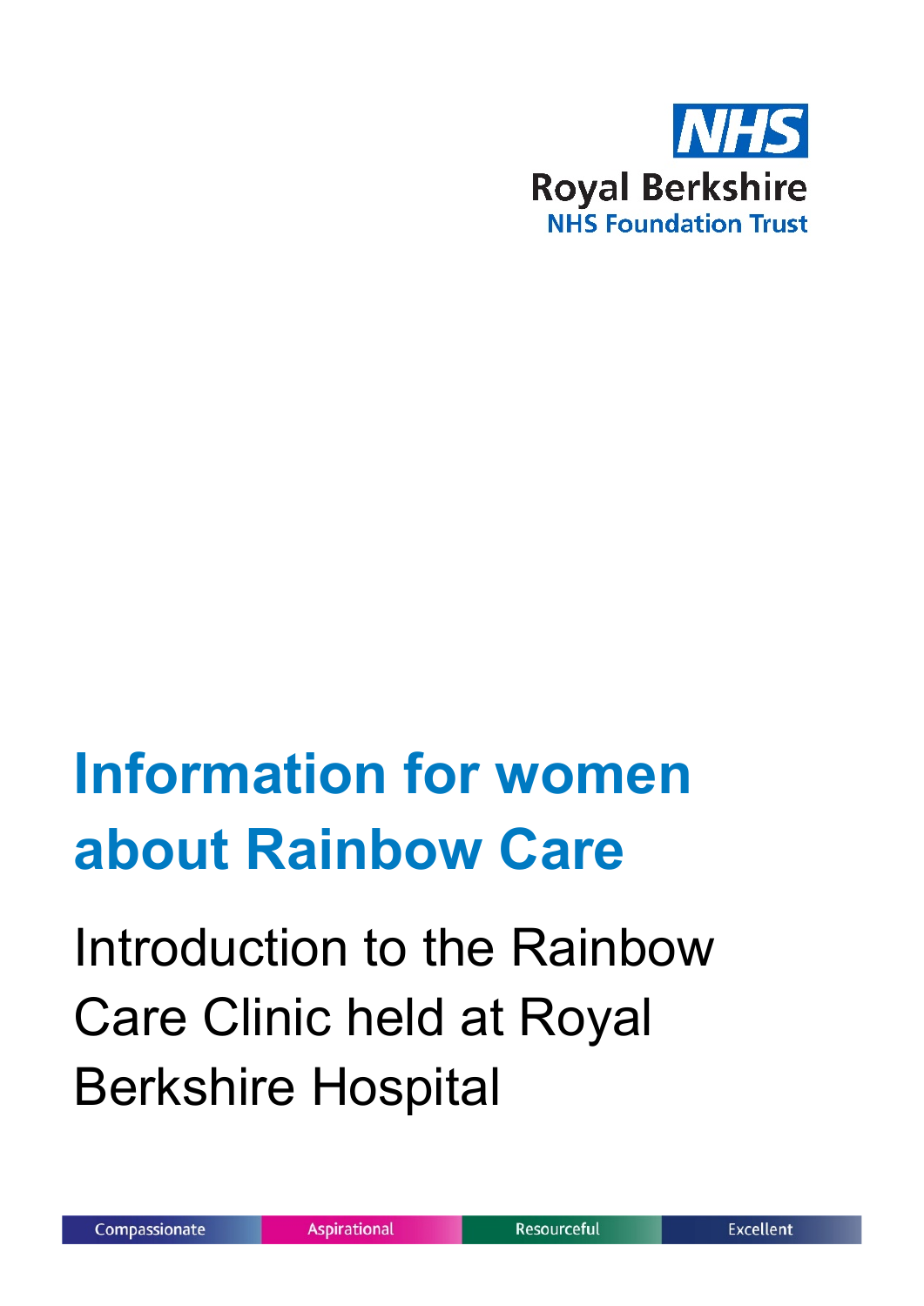NHS

Royal Berkshire
NHS Foundation Trust

# Information for women about Rainbow Care

## Introduction to the Rainbow Care Clinic held at Royal Berkshire Hospital

Compassionate | Aspirational | Resourceful | Excellent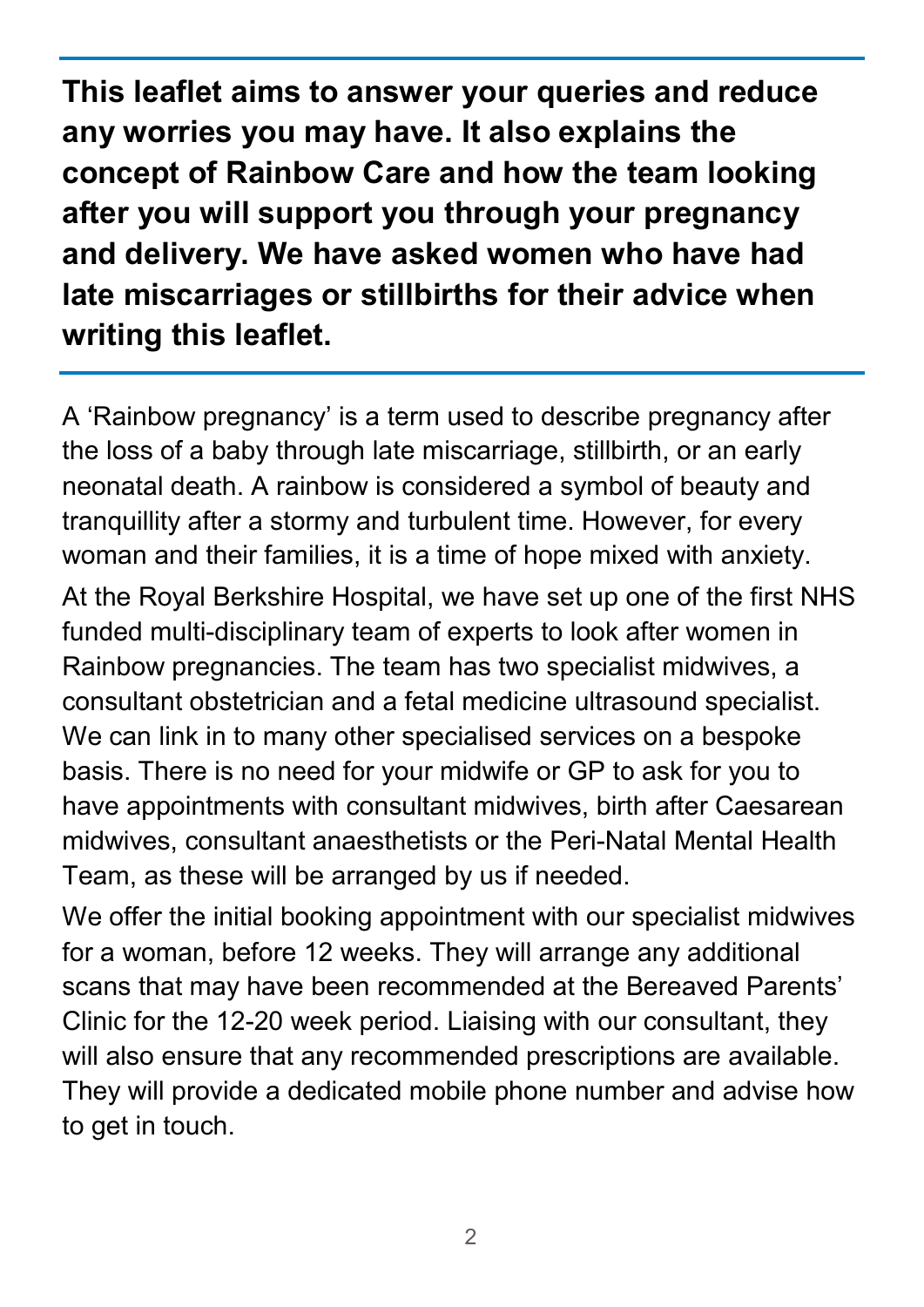**This leaflet aims to answer your queries and reduce any worries you may have. It also explains the concept of Rainbow Care and how the team looking after you will support you through your pregnancy and delivery. We have asked women who have had late miscarriages or stillbirths for their advice when writing this leaflet.**

A 'Rainbow pregnancy' is a term used to describe pregnancy after the loss of a baby through late miscarriage, stillbirth, or an early neonatal death. A rainbow is considered a symbol of beauty and tranquillity after a stormy and turbulent time. However, for every woman and their families, it is a time of hope mixed with anxiety.

At the Royal Berkshire Hospital, we have set up one of the first NHS funded multi-disciplinary team of experts to look after women in Rainbow pregnancies. The team has two specialist midwives, a consultant obstetrician and a fetal medicine ultrasound specialist. We can link in to many other specialised services on a bespoke basis. There is no need for your midwife or GP to ask for you to have appointments with consultant midwives, birth after Caesarean midwives, consultant anaesthetists or the Peri-Natal Mental Health Team, as these will be arranged by us if needed.

We offer the initial booking appointment with our specialist midwives for a woman, before 12 weeks. They will arrange any additional scans that may have been recommended at the Bereaved Parents' Clinic for the 12-20 week period. Liaising with our consultant, they will also ensure that any recommended prescriptions are available. They will provide a dedicated mobile phone number and advise how to get in touch.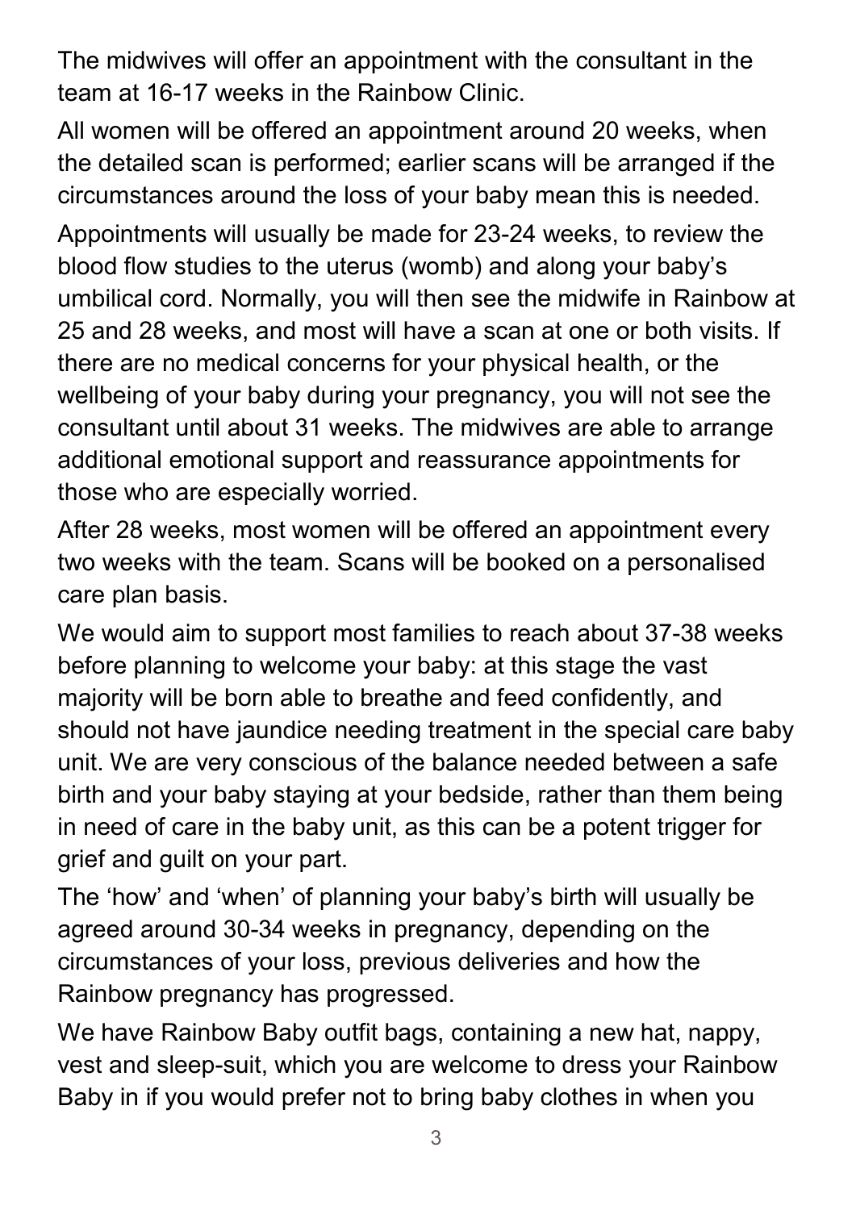The midwives will offer an appointment with the consultant in the team at 16-17 weeks in the Rainbow Clinic.

All women will be offered an appointment around 20 weeks, when the detailed scan is performed; earlier scans will be arranged if the circumstances around the loss of your baby mean this is needed.

Appointments will usually be made for 23-24 weeks, to review the blood flow studies to the uterus (womb) and along your baby's umbilical cord. Normally, you will then see the midwife in Rainbow at 25 and 28 weeks, and most will have a scan at one or both visits. If there are no medical concerns for your physical health, or the wellbeing of your baby during your pregnancy, you will not see the consultant until about 31 weeks. The midwives are able to arrange additional emotional support and reassurance appointments for those who are especially worried.

After 28 weeks, most women will be offered an appointment every two weeks with the team. Scans will be booked on a personalised care plan basis.

We would aim to support most families to reach about 37-38 weeks before planning to welcome your baby: at this stage the vast majority will be born able to breathe and feed confidently, and should not have jaundice needing treatment in the special care baby unit. We are very conscious of the balance needed between a safe birth and your baby staying at your bedside, rather than them being in need of care in the baby unit, as this can be a potent trigger for grief and guilt on your part.

The 'how' and 'when' of planning your baby's birth will usually be agreed around 30-34 weeks in pregnancy, depending on the circumstances of your loss, previous deliveries and how the Rainbow pregnancy has progressed.

We have Rainbow Baby outfit bags, containing a new hat, nappy, vest and sleep-suit, which you are welcome to dress your Rainbow Baby in if you would prefer not to bring baby clothes in when you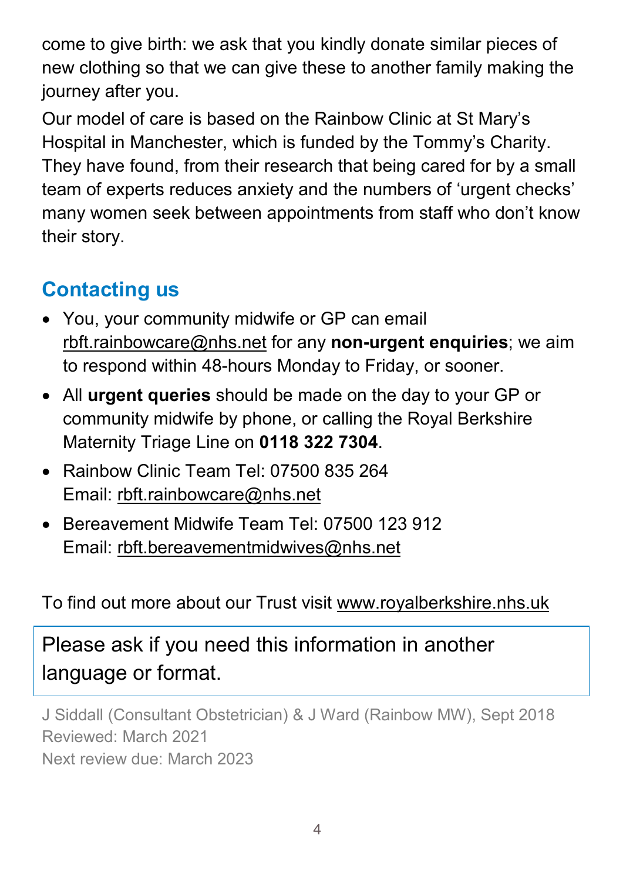come to give birth: we ask that you kindly donate similar pieces of new clothing so that we can give these to another family making the journey after you.

Our model of care is based on the Rainbow Clinic at St Mary's Hospital in Manchester, which is funded by the Tommy's Charity. They have found, from their research that being cared for by a small team of experts reduces anxiety and the numbers of 'urgent checks' many women seek between appointments from staff who don't know their story.

## Contacting us

- You, your community midwife or GP can email rbft.rainbowcare@nhs.net for any **non-urgent enquiries**; we aim to respond within 48-hours Monday to Friday, or sooner.
- All **urgent queries** should be made on the day to your GP or community midwife by phone, or calling the Royal Berkshire Maternity Triage Line on **0118 322 7304**.
- Rainbow Clinic Team Tel: 07500 835 264
  Email: rbft.rainbowcare@nhs.net
- Bereavement Midwife Team Tel: 07500 123 912
  Email: rbft.bereavementmidwives@nhs.net

To find out more about our Trust visit www.royalberkshire.nhs.uk

Please ask if you need this information in another language or format.

J Siddall (Consultant Obstetrician) & J Ward (Rainbow MW), Sept 2018
Reviewed: March 2021
Next review due: March 2023